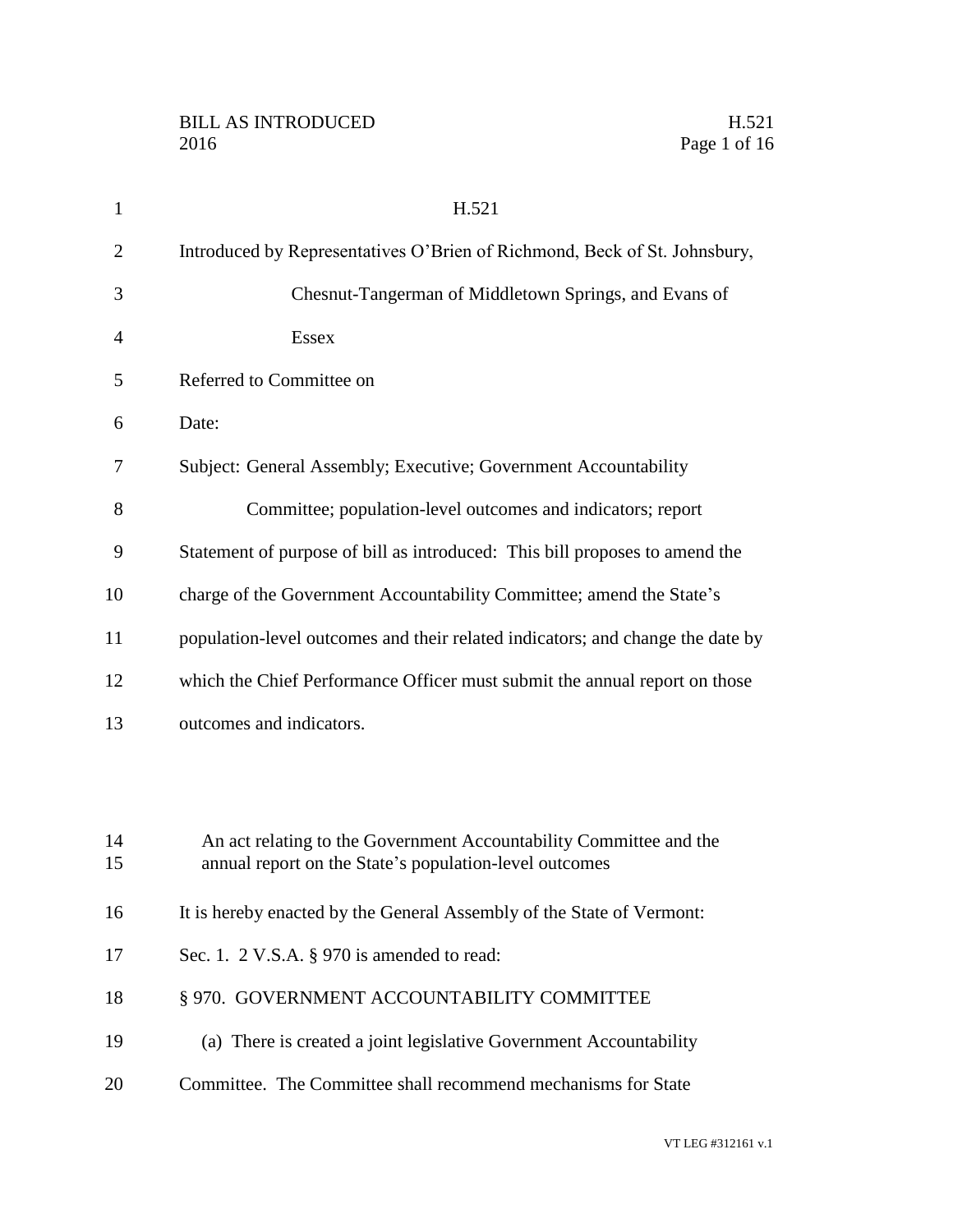H.521

Introduced by Representatives O'Brien of Richmond, Beck of St. Johnsbury, Chesnut-Tangerman of Middletown Springs, and Evans of Essex

Referred to Committee on

Date:

Subject: General Assembly; Executive; Government Accountability Committee; population-level outcomes and indicators; report

Statement of purpose of bill as introduced: This bill proposes to amend the charge of the Government Accountability Committee; amend the State's population-level outcomes and their related indicators; and change the date by which the Chief Performance Officer must submit the annual report on those outcomes and indicators.

An act relating to the Government Accountability Committee and the annual report on the State's population-level outcomes

It is hereby enacted by the General Assembly of the State of Vermont:

Sec. 1. 2 V.S.A. § 970 is amended to read:

§ 970. GOVERNMENT ACCOUNTABILITY COMMITTEE

(a) There is created a joint legislative Government Accountability Committee. The Committee shall recommend mechanisms for State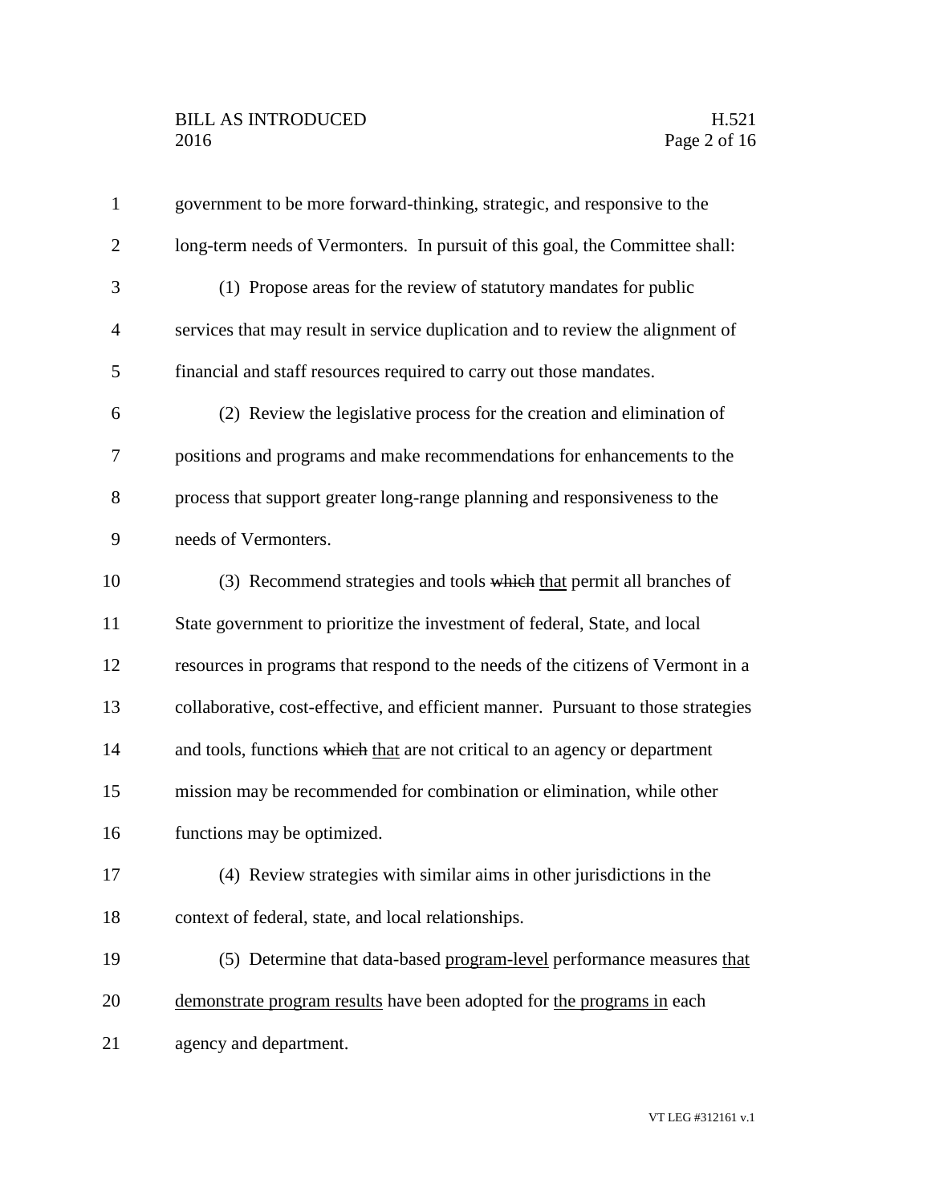government to be more forward-thinking, strategic, and responsive to the long-term needs of Vermonters. In pursuit of this goal, the Committee shall:

(1) Propose areas for the review of statutory mandates for public services that may result in service duplication and to review the alignment of financial and staff resources required to carry out those mandates.

(2) Review the legislative process for the creation and elimination of positions and programs and make recommendations for enhancements to the process that support greater long-range planning and responsiveness to the needs of Vermonters.

(3) Recommend strategies and tools ~~which~~ <u>that</u> permit all branches of State government to prioritize the investment of federal, State, and local resources in programs that respond to the needs of the citizens of Vermont in a collaborative, cost-effective, and efficient manner. Pursuant to those strategies and tools, functions ~~which~~ <u>that</u> are not critical to an agency or department mission may be recommended for combination or elimination, while other functions may be optimized.

(4) Review strategies with similar aims in other jurisdictions in the context of federal, state, and local relationships.

(5) Determine that data-based <u>program-level</u> performance measures <u>that demonstrate program results</u> have been adopted for <u>the programs in</u> each agency and department.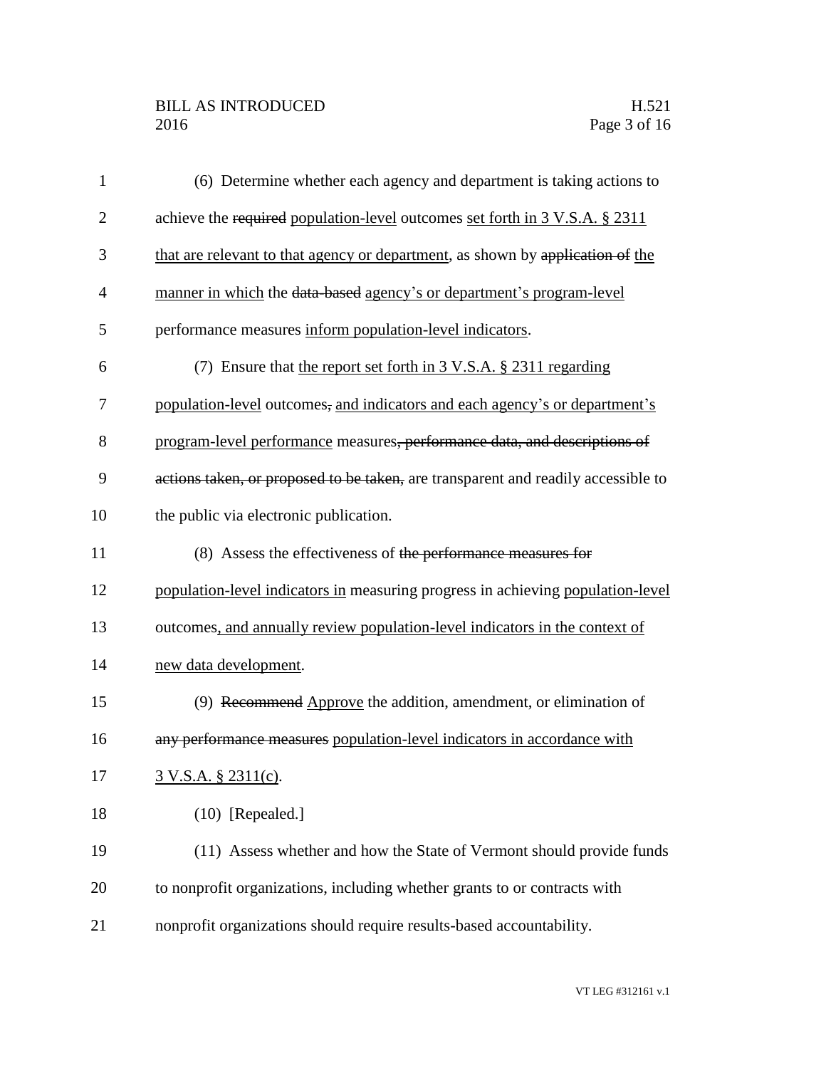(6) Determine whether each agency and department is taking actions to achieve the ~~required~~ population-level outcomes set forth in 3 V.S.A. § 2311 that are relevant to that agency or department, as shown by ~~application of~~ the manner in which the ~~data-based~~ agency's or department's program-level performance measures inform population-level indicators.

(7) Ensure that the report set forth in 3 V.S.A. § 2311 regarding population-level outcomes~~,~~ and indicators and each agency's or department's program-level performance measures~~, performance data, and descriptions of actions taken, or proposed to be taken,~~ are transparent and readily accessible to the public via electronic publication.

(8) Assess the effectiveness of ~~the performance measures for~~ population-level indicators in measuring progress in achieving population-level outcomes, and annually review population-level indicators in the context of new data development.

(9) ~~Recommend~~ Approve the addition, amendment, or elimination of ~~any performance measures~~ population-level indicators in accordance with 3 V.S.A. § 2311(c).

(10) [Repealed.]

(11) Assess whether and how the State of Vermont should provide funds to nonprofit organizations, including whether grants to or contracts with nonprofit organizations should require results-based accountability.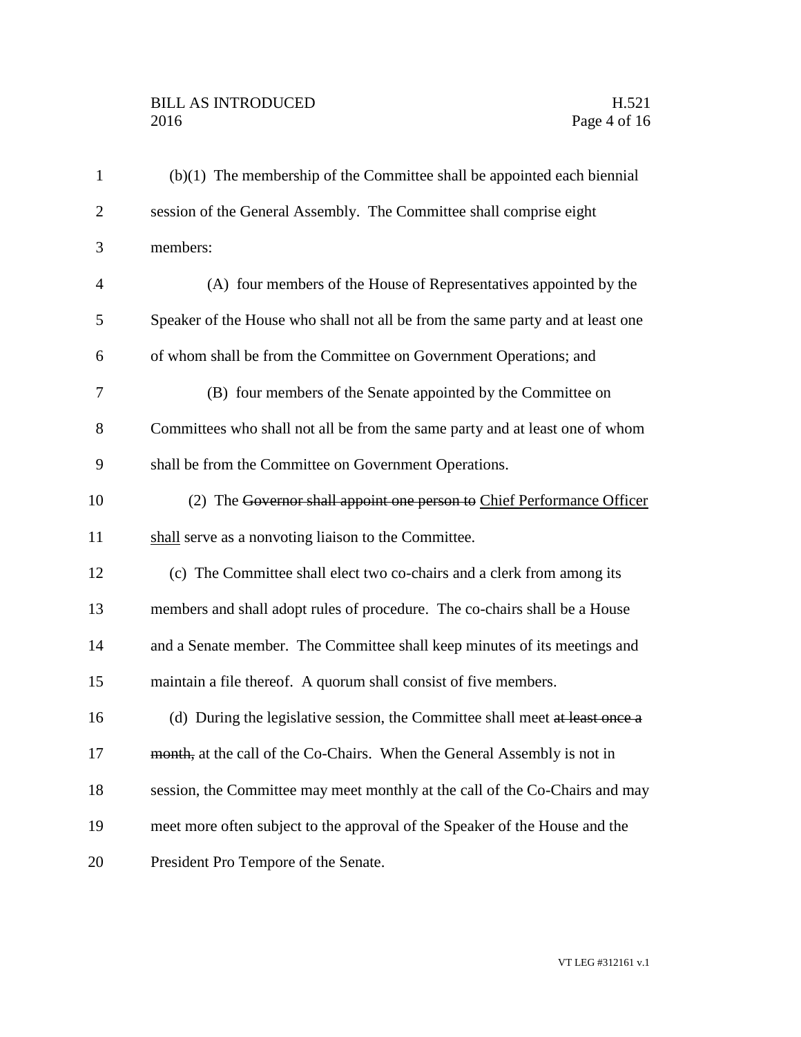(b)(1) The membership of the Committee shall be appointed each biennial session of the General Assembly. The Committee shall comprise eight members:

(A) four members of the House of Representatives appointed by the Speaker of the House who shall not all be from the same party and at least one of whom shall be from the Committee on Government Operations; and

(B) four members of the Senate appointed by the Committee on Committees who shall not all be from the same party and at least one of whom shall be from the Committee on Government Operations.

(2) The ~~Governor shall appoint one person to~~ <u>Chief Performance Officer shall</u> serve as a nonvoting liaison to the Committee.

(c) The Committee shall elect two co-chairs and a clerk from among its members and shall adopt rules of procedure. The co-chairs shall be a House and a Senate member. The Committee shall keep minutes of its meetings and maintain a file thereof. A quorum shall consist of five members.

(d) During the legislative session, the Committee shall meet ~~at least once a month,~~ at the call of the Co-Chairs. When the General Assembly is not in session, the Committee may meet monthly at the call of the Co-Chairs and may meet more often subject to the approval of the Speaker of the House and the President Pro Tempore of the Senate.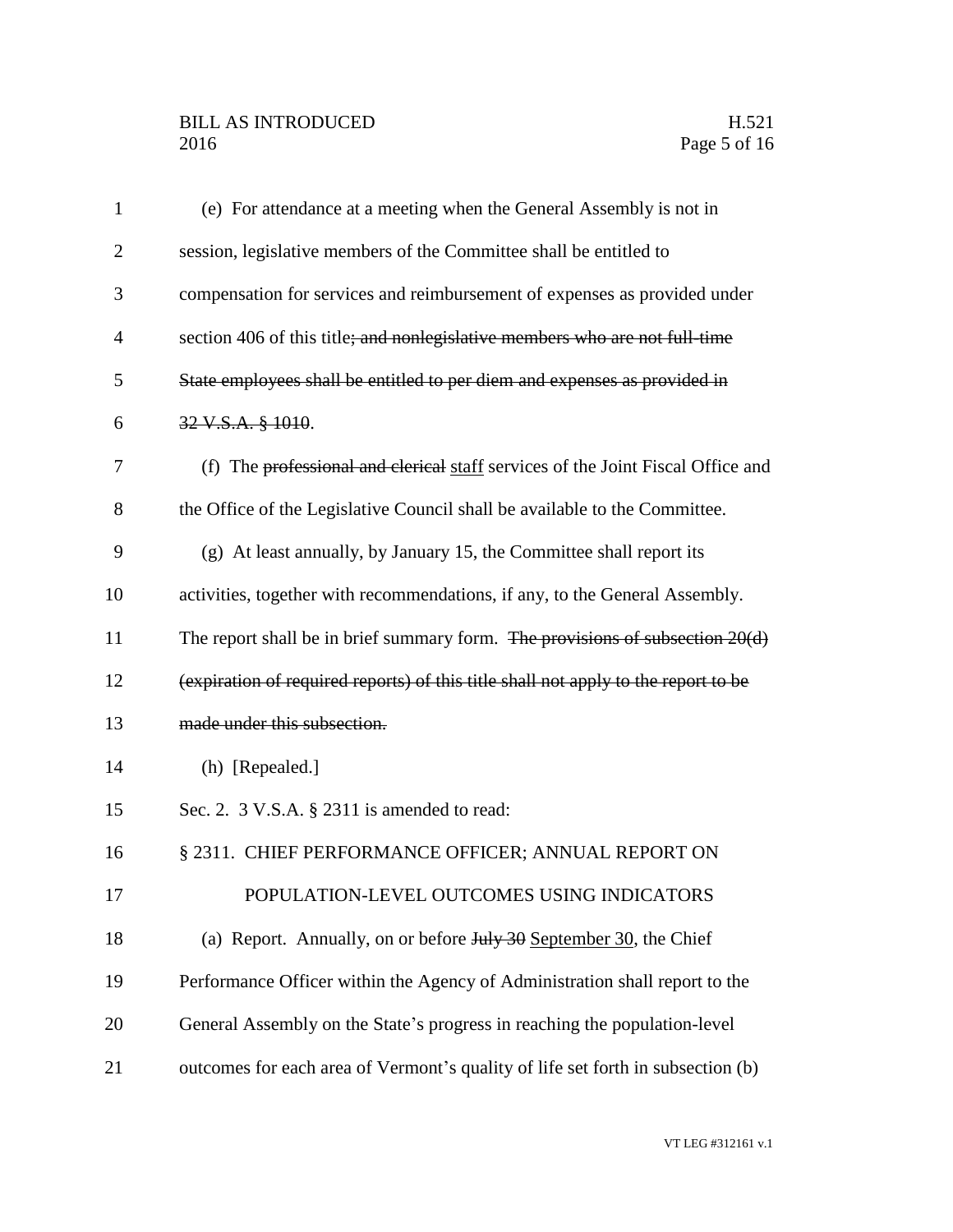(e) For attendance at a meeting when the General Assembly is not in session, legislative members of the Committee shall be entitled to compensation for services and reimbursement of expenses as provided under section 406 of this title~~; and nonlegislative members who are not full-time State employees shall be entitled to per diem and expenses as provided in 32 V.S.A. § 1010~~.

(f) The ~~professional and clerical~~ staff services of the Joint Fiscal Office and the Office of the Legislative Council shall be available to the Committee.

(g) At least annually, by January 15, the Committee shall report its activities, together with recommendations, if any, to the General Assembly. The report shall be in brief summary form. ~~The provisions of subsection 20(d) (expiration of required reports) of this title shall not apply to the report to be made under this subsection.~~

(h) [Repealed.]

Sec. 2. 3 V.S.A. § 2311 is amended to read:

§ 2311. CHIEF PERFORMANCE OFFICER; ANNUAL REPORT ON POPULATION-LEVEL OUTCOMES USING INDICATORS

(a) Report. Annually, on or before ~~July 30~~ September 30, the Chief Performance Officer within the Agency of Administration shall report to the General Assembly on the State's progress in reaching the population-level outcomes for each area of Vermont's quality of life set forth in subsection (b)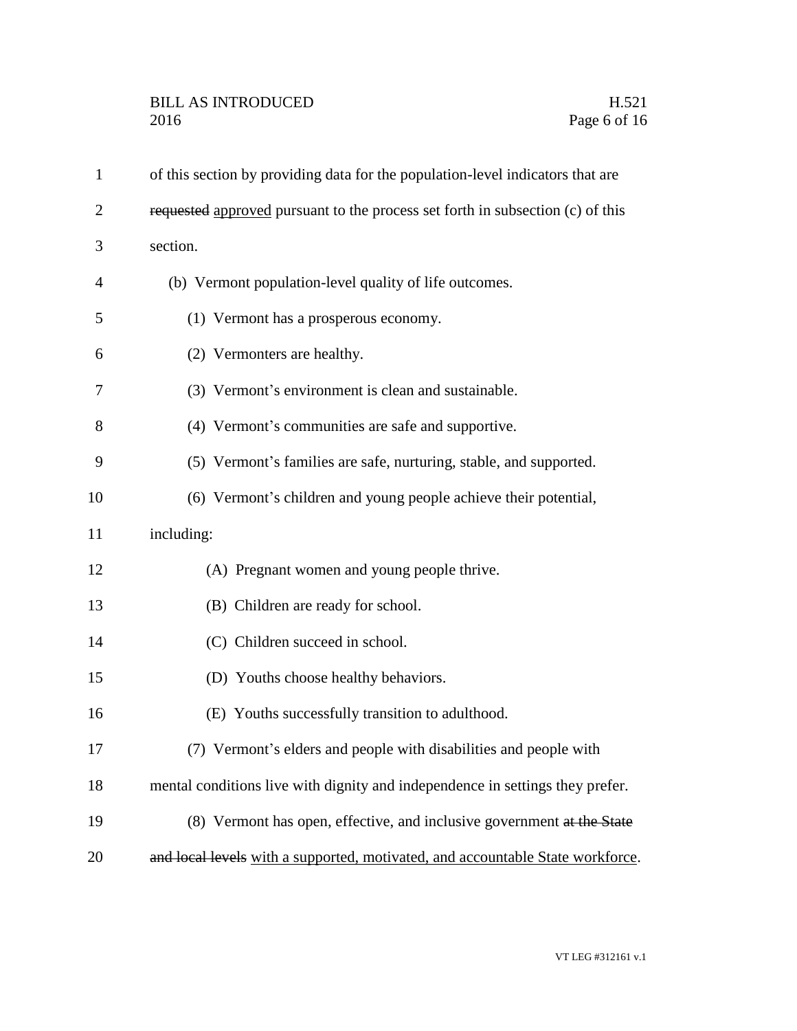of this section by providing data for the population-level indicators that are ~~requested~~ <u>approved</u> pursuant to the process set forth in subsection (c) of this section.

(b) Vermont population-level quality of life outcomes.

(1) Vermont has a prosperous economy.

(2) Vermonters are healthy.

(3) Vermont's environment is clean and sustainable.

(4) Vermont's communities are safe and supportive.

(5) Vermont's families are safe, nurturing, stable, and supported.

(6) Vermont's children and young people achieve their potential, including:

(A) Pregnant women and young people thrive.

(B) Children are ready for school.

(C) Children succeed in school.

(D) Youths choose healthy behaviors.

(E) Youths successfully transition to adulthood.

(7) Vermont's elders and people with disabilities and people with mental conditions live with dignity and independence in settings they prefer.

(8) Vermont has open, effective, and inclusive government ~~at the State and local levels~~ <u>with a supported, motivated, and accountable State workforce</u>.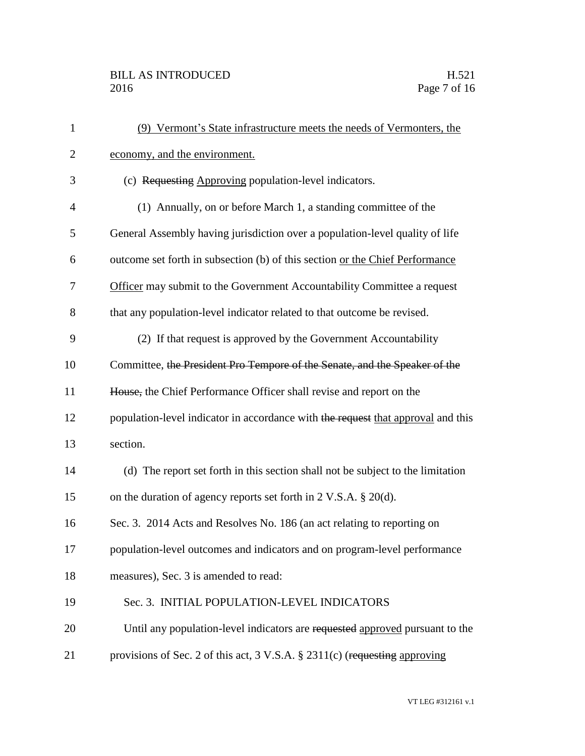(9) Vermont's State infrastructure meets the needs of Vermonters, the economy, and the environment.

(c) ~~Requesting~~ Approving population-level indicators.

(1) Annually, on or before March 1, a standing committee of the General Assembly having jurisdiction over a population-level quality of life outcome set forth in subsection (b) of this section or the Chief Performance Officer may submit to the Government Accountability Committee a request that any population-level indicator related to that outcome be revised.

(2) If that request is approved by the Government Accountability Committee, ~~the President Pro Tempore of the Senate, and the Speaker of the House,~~ the Chief Performance Officer shall revise and report on the population-level indicator in accordance with ~~the request~~ that approval and this section.

(d) The report set forth in this section shall not be subject to the limitation on the duration of agency reports set forth in 2 V.S.A. § 20(d).

Sec. 3. 2014 Acts and Resolves No. 186 (an act relating to reporting on population-level outcomes and indicators and on program-level performance measures), Sec. 3 is amended to read:

Sec. 3. INITIAL POPULATION-LEVEL INDICATORS

Until any population-level indicators are ~~requested~~ approved pursuant to the provisions of Sec. 2 of this act, 3 V.S.A. § 2311(c) (~~requesting~~ approving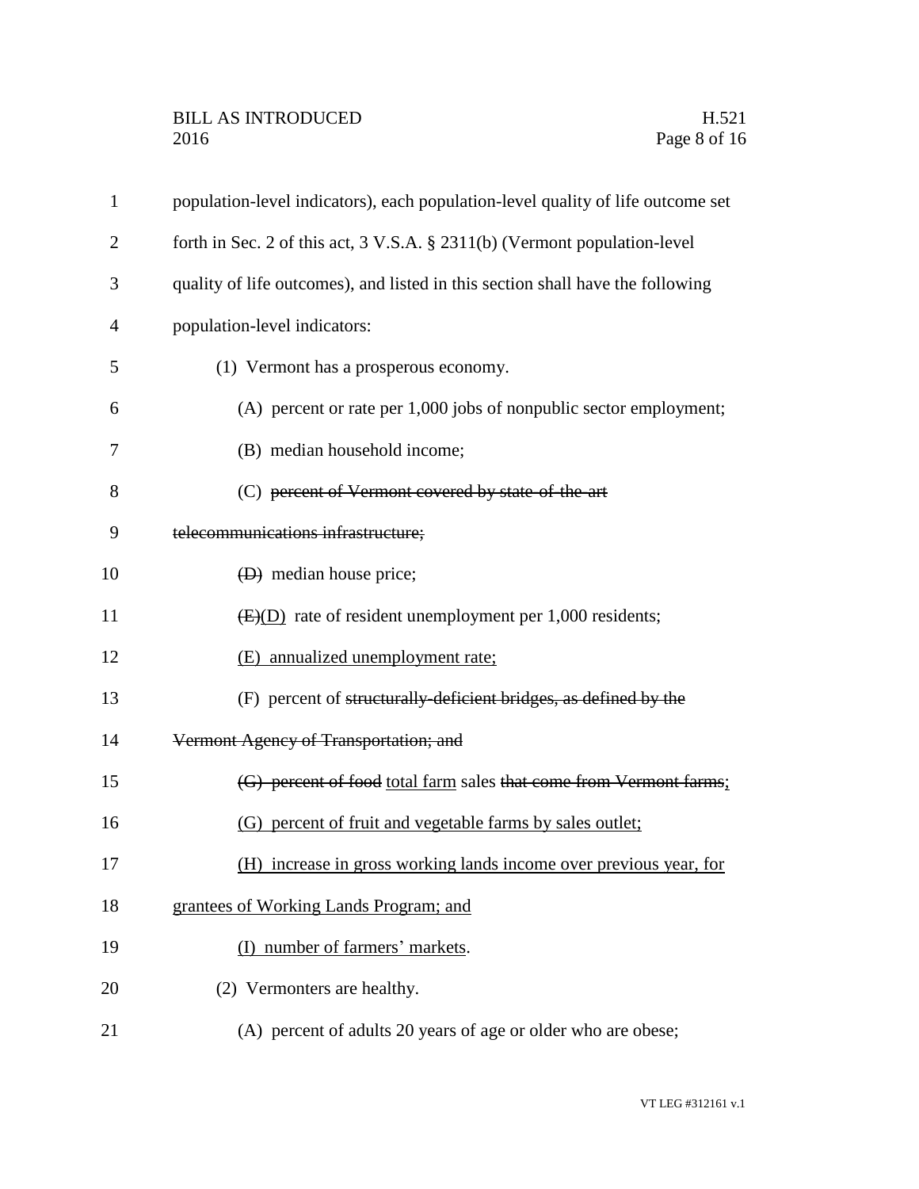population-level indicators), each population-level quality of life outcome set forth in Sec. 2 of this act, 3 V.S.A. § 2311(b) (Vermont population-level quality of life outcomes), and listed in this section shall have the following population-level indicators:

(1) Vermont has a prosperous economy.

(A) percent or rate per 1,000 jobs of nonpublic sector employment;

(B) median household income;

(C) ~~percent of Vermont covered by state-of-the-art telecommunications infrastructure;~~

~~(D)~~ median house price;

~~(E)~~(D) rate of resident unemployment per 1,000 residents;

(E) annualized unemployment rate;

(F) percent of ~~structurally-deficient bridges, as defined by the Vermont Agency of Transportation; and~~

~~(G) percent of food~~ total farm sales ~~that come from Vermont farms~~;

(G) percent of fruit and vegetable farms by sales outlet;

(H) increase in gross working lands income over previous year, for grantees of Working Lands Program; and

(I) number of farmers' markets.

(2) Vermonters are healthy.

(A) percent of adults 20 years of age or older who are obese;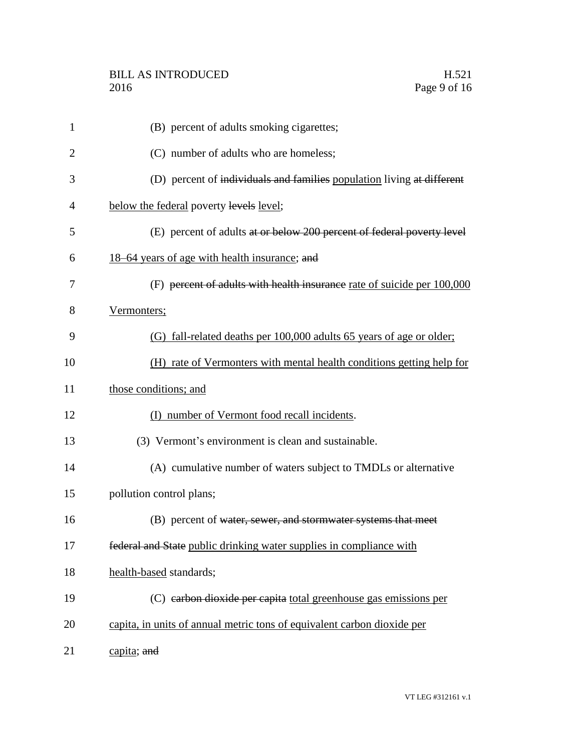(B) percent of adults smoking cigarettes;

(C) number of adults who are homeless;

(D) percent of ~~individuals and families~~ population living ~~at different~~ below the federal poverty ~~levels~~ level;

(E) percent of adults ~~at or below 200 percent of federal poverty level~~ 18–64 years of age with health insurance; ~~and~~

(F) ~~percent of adults with health insurance~~ rate of suicide per 100,000 Vermonters;

(G) fall-related deaths per 100,000 adults 65 years of age or older;

(H) rate of Vermonters with mental health conditions getting help for those conditions; and

(I) number of Vermont food recall incidents.

(3) Vermont's environment is clean and sustainable.

(A) cumulative number of waters subject to TMDLs or alternative pollution control plans;

(B) percent of ~~water, sewer, and stormwater systems that meet federal and State~~ public drinking water supplies in compliance with health-based standards;

(C) ~~carbon dioxide per capita~~ total greenhouse gas emissions per capita, in units of annual metric tons of equivalent carbon dioxide per capita; ~~and~~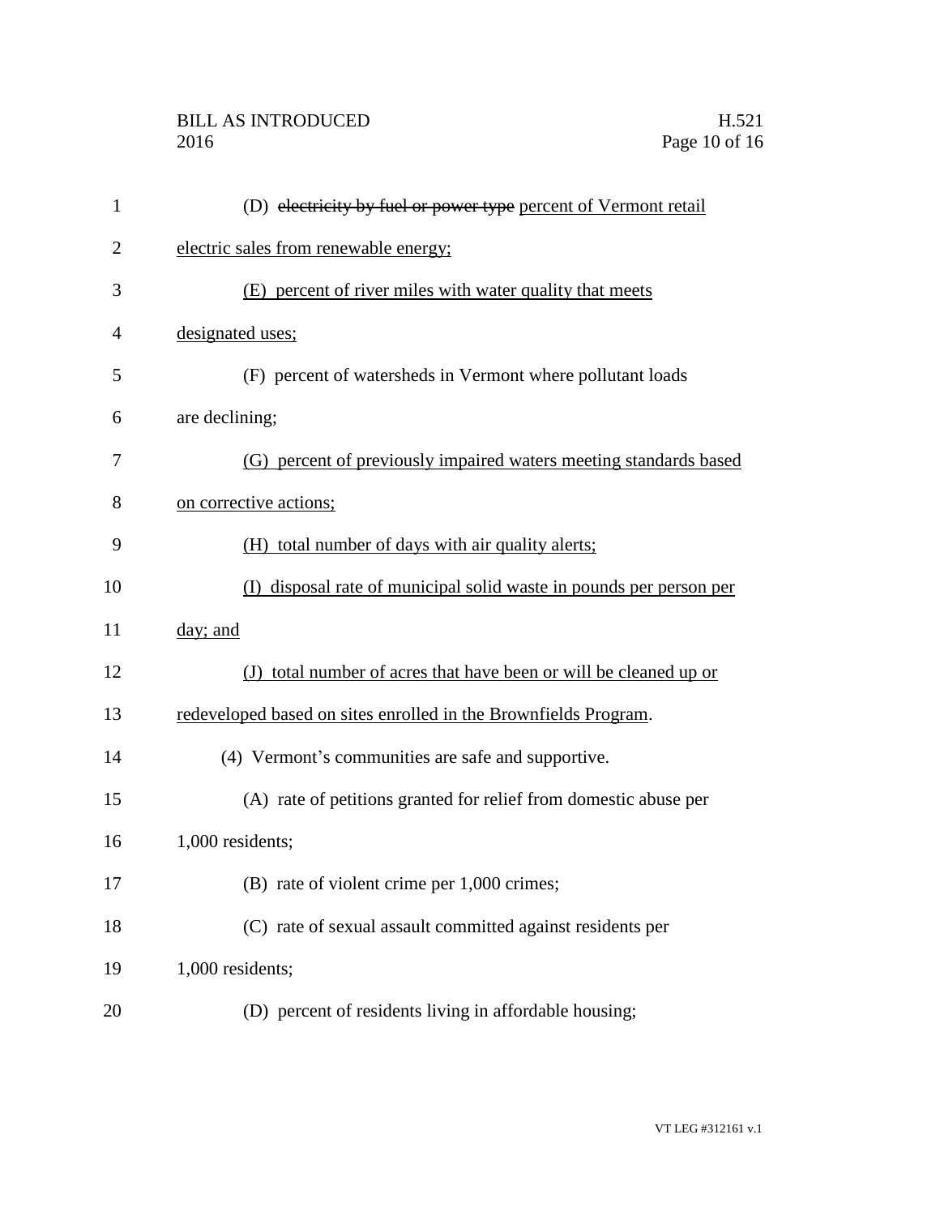(D) ~~electricity by fuel or power type~~ percent of Vermont retail electric sales from renewable energy;

(E) percent of river miles with water quality that meets designated uses;

(F) percent of watersheds in Vermont where pollutant loads are declining;

(G) percent of previously impaired waters meeting standards based on corrective actions;

(H) total number of days with air quality alerts;

(I) disposal rate of municipal solid waste in pounds per person per day; and

(J) total number of acres that have been or will be cleaned up or redeveloped based on sites enrolled in the Brownfields Program.

(4) Vermont's communities are safe and supportive.

(A) rate of petitions granted for relief from domestic abuse per 1,000 residents;

(B) rate of violent crime per 1,000 crimes;

(C) rate of sexual assault committed against residents per 1,000 residents;

(D) percent of residents living in affordable housing;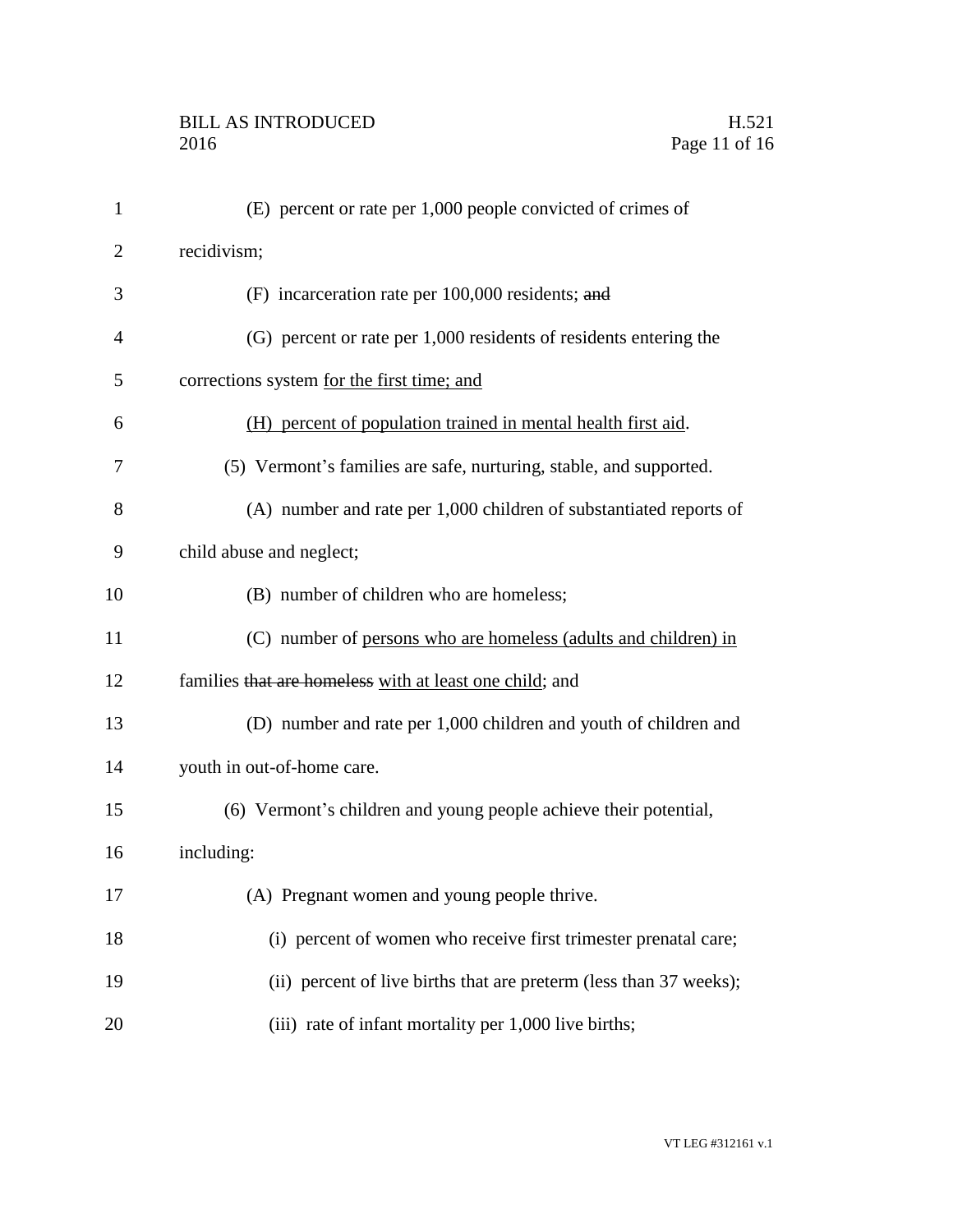(E) percent or rate per 1,000 people convicted of crimes of recidivism;

(F) incarceration rate per 100,000 residents; ~~and~~

(G) percent or rate per 1,000 residents of residents entering the corrections system <u>for the first time; and</u>

<u>(H) percent of population trained in mental health first aid</u>.

(5) Vermont's families are safe, nurturing, stable, and supported.

(A) number and rate per 1,000 children of substantiated reports of child abuse and neglect;

(B) number of children who are homeless;

(C) number of <u>persons who are homeless (adults and children) in</u> families ~~that are homeless~~ <u>with at least one child</u>; and

(D) number and rate per 1,000 children and youth of children and youth in out-of-home care.

(6) Vermont's children and young people achieve their potential, including:

(A) Pregnant women and young people thrive.

(i) percent of women who receive first trimester prenatal care;

(ii) percent of live births that are preterm (less than 37 weeks);

(iii) rate of infant mortality per 1,000 live births;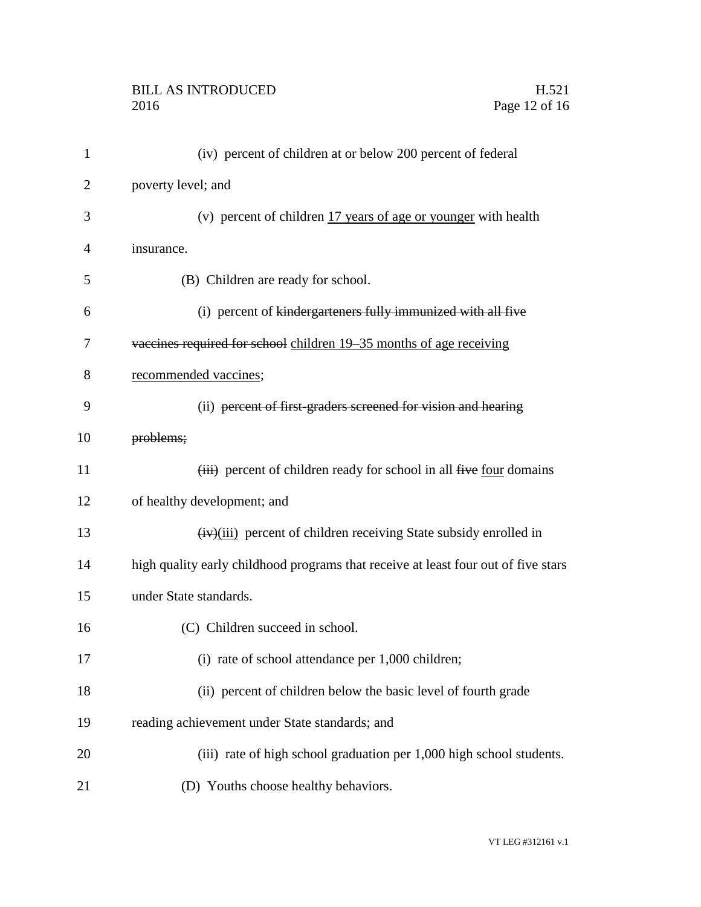(iv) percent of children at or below 200 percent of federal poverty level; and

(v) percent of children <u>17 years of age or younger</u> with health insurance.

(B) Children are ready for school.

(i) percent of ~~kindergarteners fully immunized with all five vaccines required for school~~ <u>children 19–35 months of age receiving recommended vaccines</u>;

(ii) ~~percent of first-graders screened for vision and hearing problems;~~

~~(iii)~~ percent of children ready for school in all ~~five~~ <u>four</u> domains of healthy development; and

~~(iv)~~<u>(iii)</u> percent of children receiving State subsidy enrolled in high quality early childhood programs that receive at least four out of five stars under State standards.

(C) Children succeed in school.

(i) rate of school attendance per 1,000 children;

(ii) percent of children below the basic level of fourth grade reading achievement under State standards; and

(iii) rate of high school graduation per 1,000 high school students.

(D) Youths choose healthy behaviors.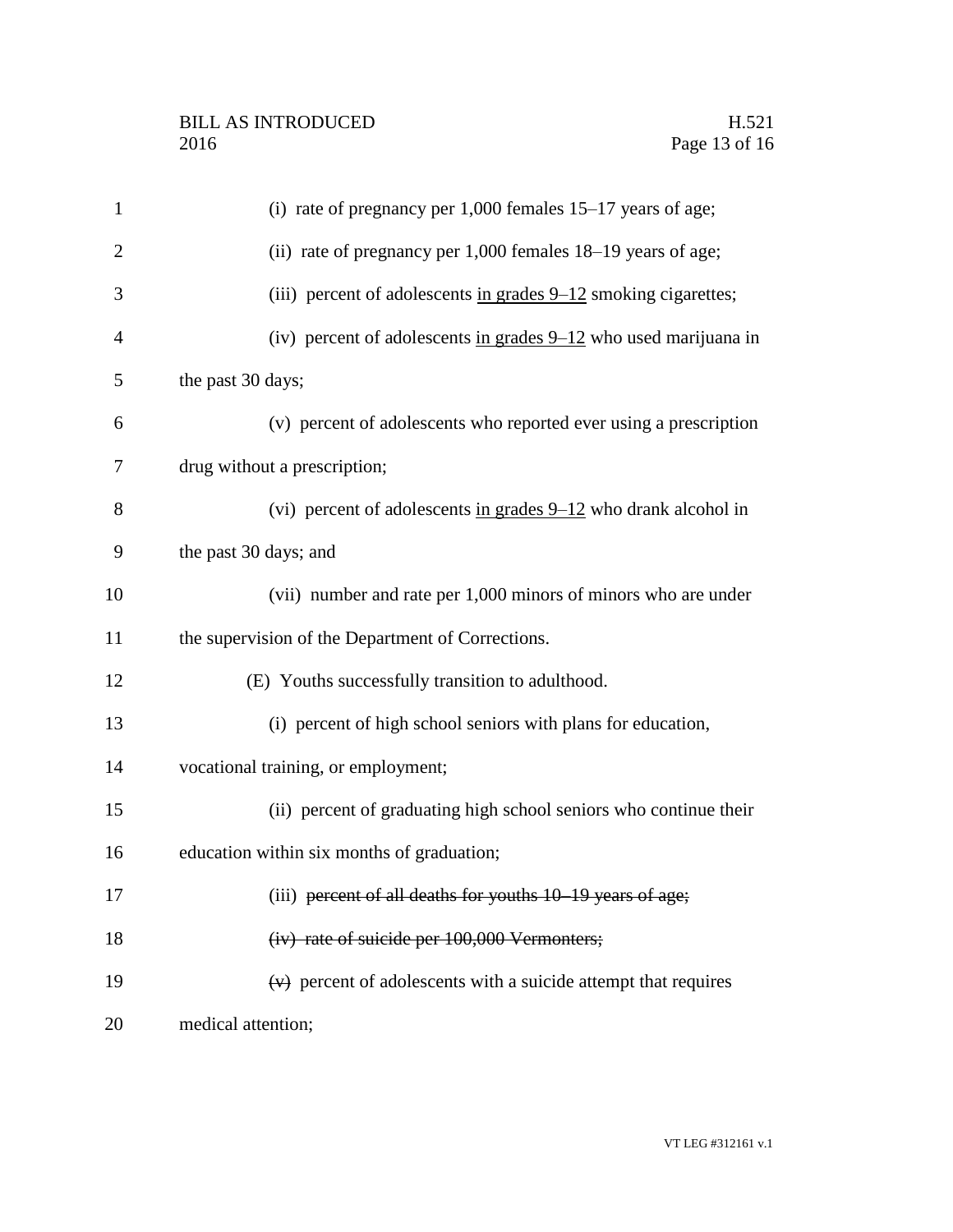(i) rate of pregnancy per 1,000 females 15–17 years of age;

(ii) rate of pregnancy per 1,000 females 18–19 years of age;

(iii) percent of adolescents <u>in grades 9–12</u> smoking cigarettes;

(iv) percent of adolescents <u>in grades 9–12</u> who used marijuana in the past 30 days;

(v) percent of adolescents who reported ever using a prescription drug without a prescription;

(vi) percent of adolescents <u>in grades 9–12</u> who drank alcohol in the past 30 days; and

(vii) number and rate per 1,000 minors of minors who are under the supervision of the Department of Corrections.

(E) Youths successfully transition to adulthood.

(i) percent of high school seniors with plans for education, vocational training, or employment;

(ii) percent of graduating high school seniors who continue their education within six months of graduation;

(iii) ~~percent of all deaths for youths 10–19 years of age;~~

~~(iv) rate of suicide per 100,000 Vermonters;~~

~~(v)~~ percent of adolescents with a suicide attempt that requires medical attention;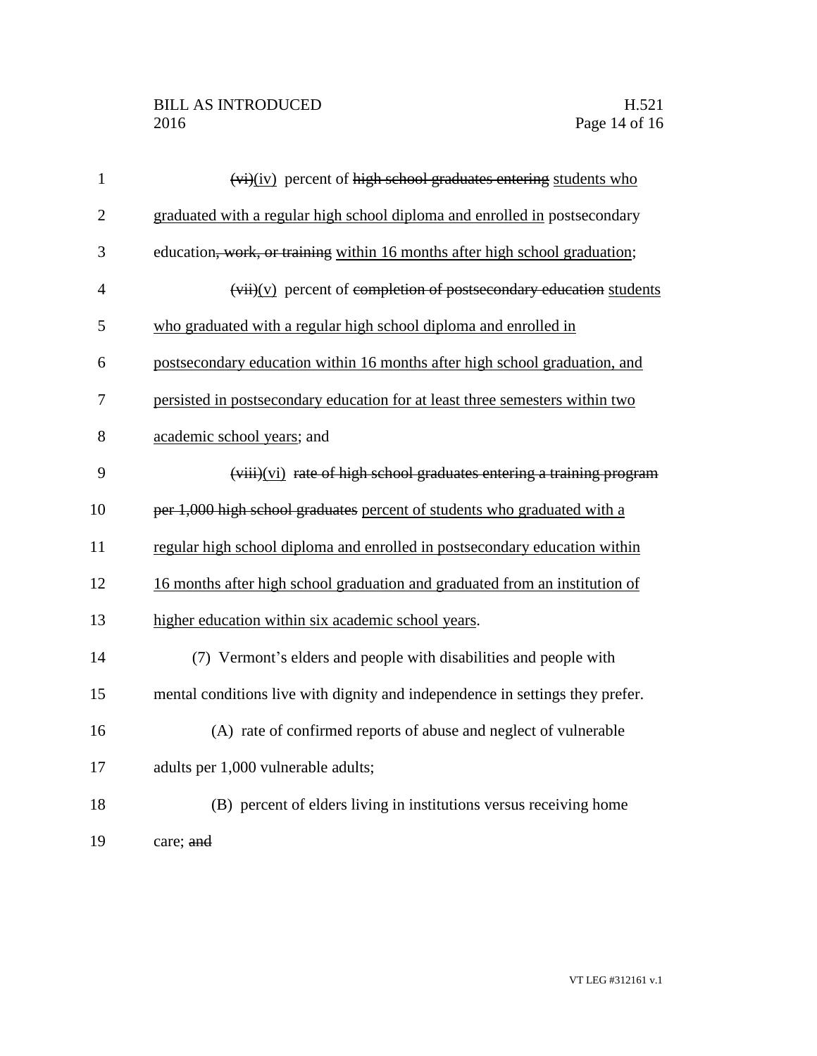~~(vi)~~(iv) percent of ~~high school graduates entering~~ students who graduated with a regular high school diploma and enrolled in postsecondary education~~, work, or training~~ within 16 months after high school graduation;

~~(vii)~~(v) percent of ~~completion of postsecondary education~~ students who graduated with a regular high school diploma and enrolled in postsecondary education within 16 months after high school graduation, and persisted in postsecondary education for at least three semesters within two academic school years; and

~~(viii)~~(vi) ~~rate of high school graduates entering a training program per 1,000 high school graduates~~ percent of students who graduated with a regular high school diploma and enrolled in postsecondary education within 16 months after high school graduation and graduated from an institution of higher education within six academic school years.

(7) Vermont's elders and people with disabilities and people with mental conditions live with dignity and independence in settings they prefer.

(A) rate of confirmed reports of abuse and neglect of vulnerable adults per 1,000 vulnerable adults;

(B) percent of elders living in institutions versus receiving home care; ~~and~~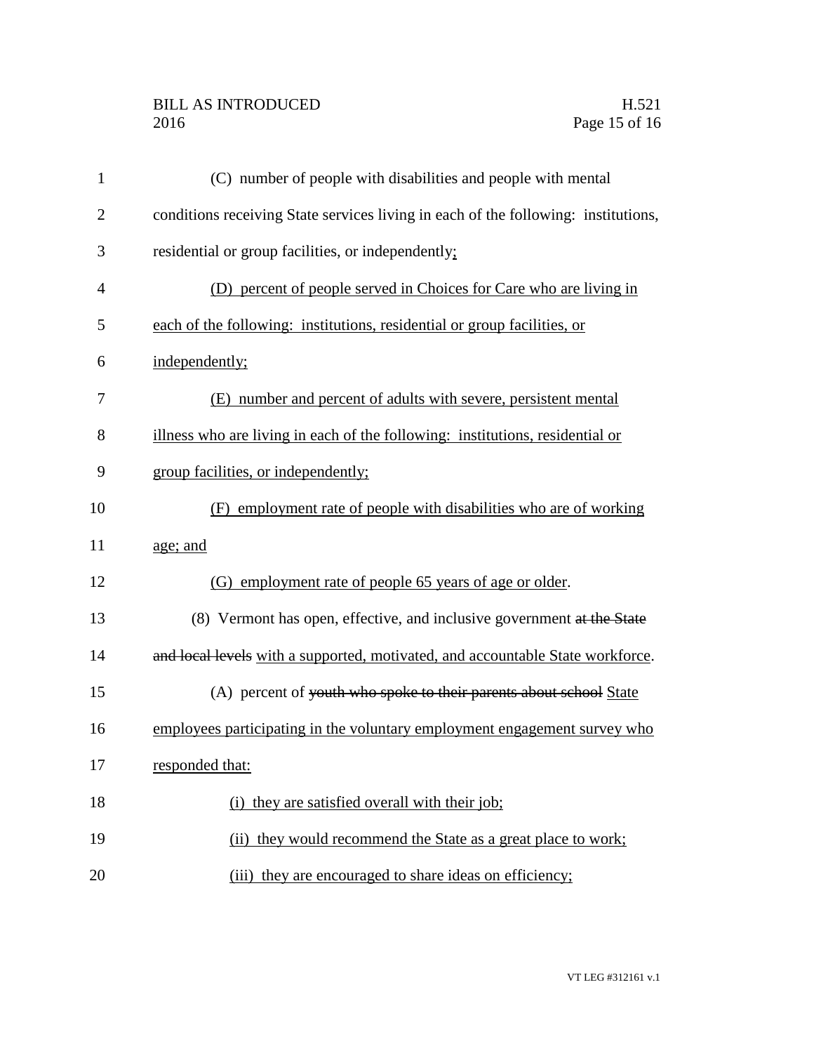(C) number of people with disabilities and people with mental conditions receiving State services living in each of the following: institutions, residential or group facilities, or independently;

(D) percent of people served in Choices for Care who are living in each of the following: institutions, residential or group facilities, or independently;

(E) number and percent of adults with severe, persistent mental illness who are living in each of the following: institutions, residential or group facilities, or independently;

(F) employment rate of people with disabilities who are of working age; and

(G) employment rate of people 65 years of age or older.

(8) Vermont has open, effective, and inclusive government ~~at the State and local levels~~ with a supported, motivated, and accountable State workforce.

(A) percent of ~~youth who spoke to their parents about school~~ State employees participating in the voluntary employment engagement survey who responded that:

(i) they are satisfied overall with their job;

(ii) they would recommend the State as a great place to work;

(iii) they are encouraged to share ideas on efficiency;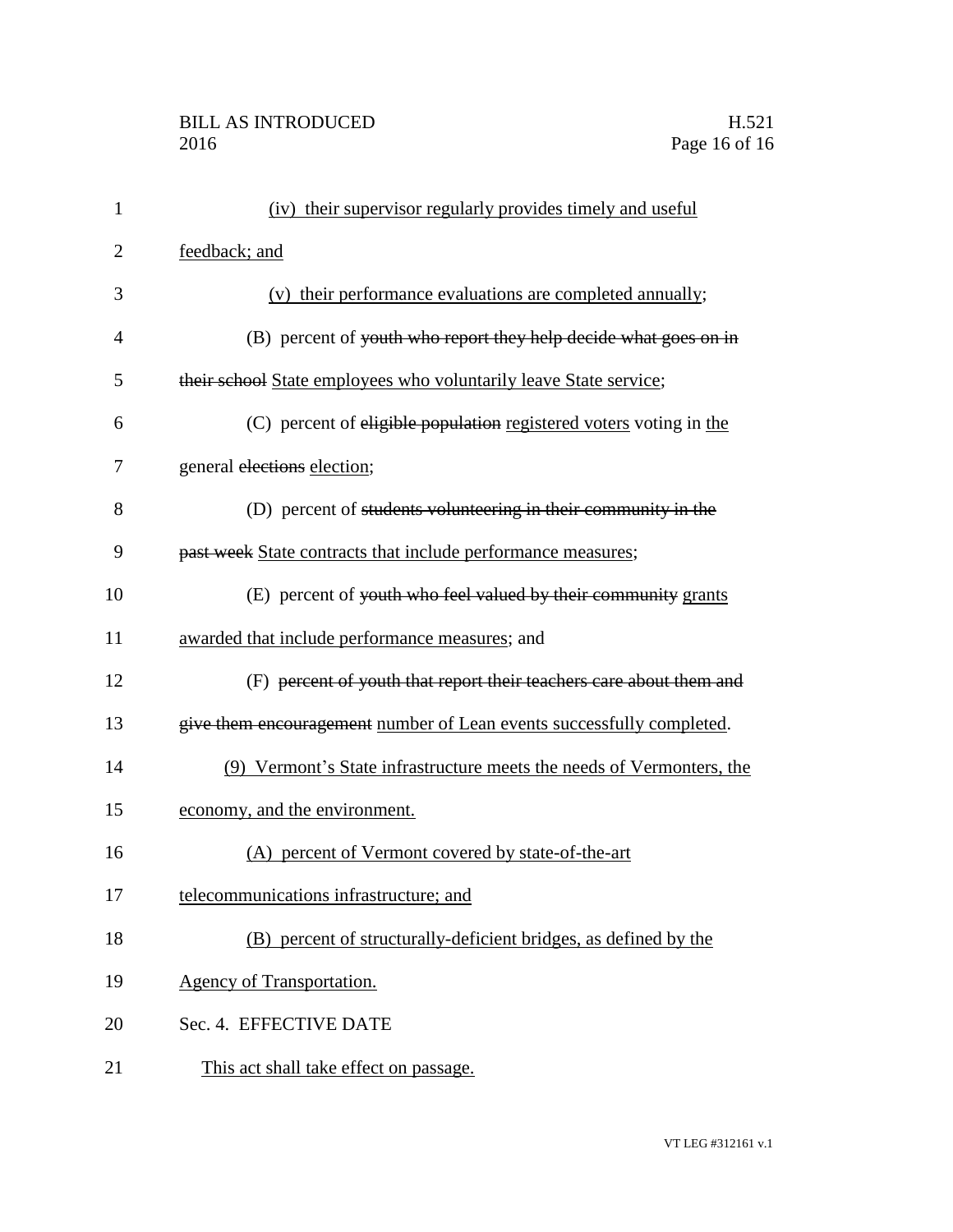(iv) their supervisor regularly provides timely and useful feedback; and

(v) their performance evaluations are completed annually;

(B) percent of ~~youth who report they help decide what goes on in their school~~ State employees who voluntarily leave State service;

(C) percent of ~~eligible population~~ registered voters voting in the general ~~elections~~ election;

(D) percent of ~~students volunteering in their community in the past week~~ State contracts that include performance measures;

(E) percent of ~~youth who feel valued by their community~~ grants awarded that include performance measures; and

(F) ~~percent of youth that report their teachers care about them and give them encouragement~~ number of Lean events successfully completed.

(9) Vermont's State infrastructure meets the needs of Vermonters, the economy, and the environment.

(A) percent of Vermont covered by state-of-the-art telecommunications infrastructure; and

(B) percent of structurally-deficient bridges, as defined by the Agency of Transportation.

Sec. 4. EFFECTIVE DATE

This act shall take effect on passage.